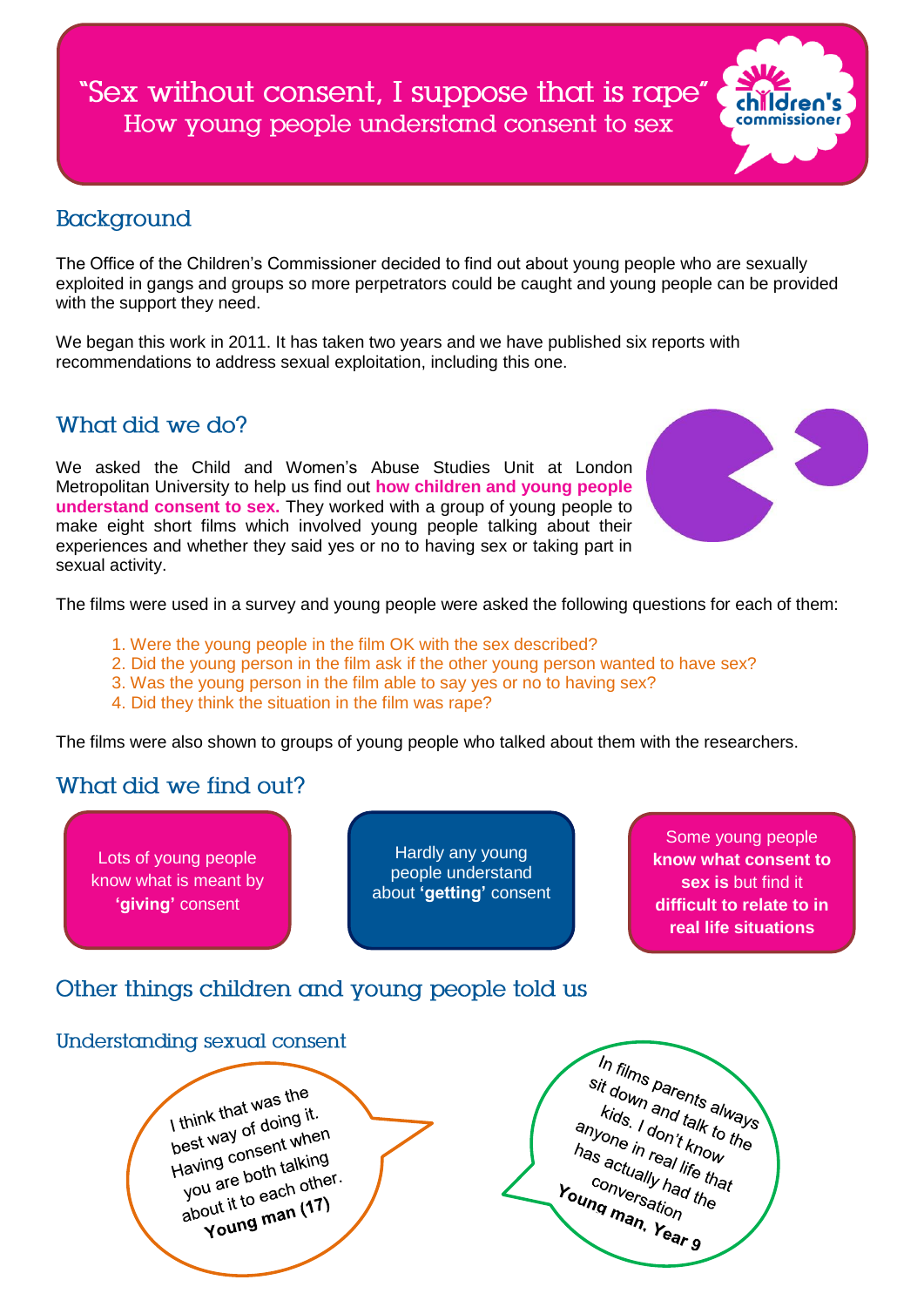# "Sex without consent, I suppose that is rape"
## How young people understand consent to sex

children's commissioner

## Background

The Office of the Children's Commissioner decided to find out about young people who are sexually exploited in gangs and groups so more perpetrators could be caught and young people can be provided with the support they need.

We began this work in 2011. It has taken two years and we have published six reports with recommendations to address sexual exploitation, including this one.

## What did we do?

We asked the Child and Women's Abuse Studies Unit at London Metropolitan University to help us find out **how children and young people understand consent to sex.** They worked with a group of young people to make eight short films which involved young people talking about their experiences and whether they said yes or no to having sex or taking part in sexual activity.

The films were used in a survey and young people were asked the following questions for each of them:

1. Were the young people in the film OK with the sex described?
2. Did the young person in the film ask if the other young person wanted to have sex?
3. Was the young person in the film able to say yes or no to having sex?
4. Did they think the situation in the film was rape?

The films were also shown to groups of young people who talked about them with the researchers.

## What did we find out?

Lots of young people know what is meant by **'giving'** consent

Hardly any young people understand about **'getting'** consent

Some young people **know what consent to sex is** but find it **difficult to relate to in real life situations**

## Other things children and young people told us

### Understanding sexual consent

I think that was the best way of doing it. Having consent when you are both talking about it to each other.
**Young man (17)**

In films parents always sit down and talk to the kids. I don't know anyone in real life that has actually had the conversation
**Young man, Year 9**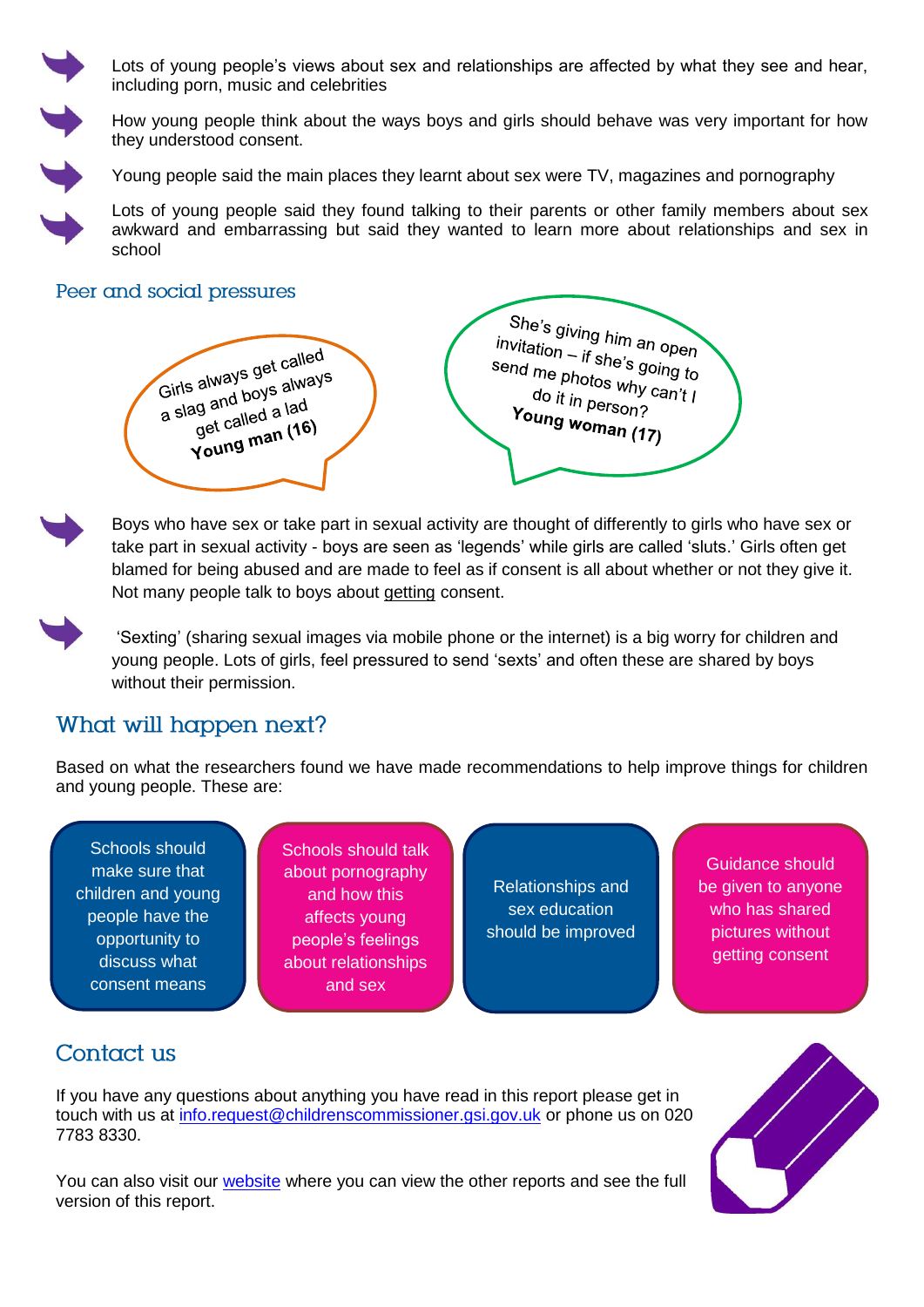- Lots of young people's views about sex and relationships are affected by what they see and hear, including porn, music and celebrities
- How young people think about the ways boys and girls should behave was very important for how they understood consent.
- Young people said the main places they learnt about sex were TV, magazines and pornography
- Lots of young people said they found talking to their parents or other family members about sex awkward and embarrassing but said they wanted to learn more about relationships and sex in school

## Peer and social pressures

Girls always get called a slag and boys always get called a lad
**Young man (16)**

She's giving him an open invitation – if she's going to send me photos why can't I do it in person?
**Young woman (17)**

- Boys who have sex or take part in sexual activity are thought of differently to girls who have sex or take part in sexual activity - boys are seen as 'legends' while girls are called 'sluts.' Girls often get blamed for being abused and are made to feel as if consent is all about whether or not they give it. Not many people talk to boys about getting consent.
- 'Sexting' (sharing sexual images via mobile phone or the internet) is a big worry for children and young people. Lots of girls, feel pressured to send 'sexts' and often these are shared by boys without their permission.

## What will happen next?

Based on what the researchers found we have made recommendations to help improve things for children and young people. These are:

- Schools should make sure that children and young people have the opportunity to discuss what consent means
- Schools should talk about pornography and how this affects young people's feelings about relationships and sex
- Relationships and sex education should be improved
- Guidance should be given to anyone who has shared pictures without getting consent

## Contact us

If you have any questions about anything you have read in this report please get in touch with us at info.request@childrenscommissioner.gsi.gov.uk or phone us on 020 7783 8330.

You can also visit our website where you can view the other reports and see the full version of this report.